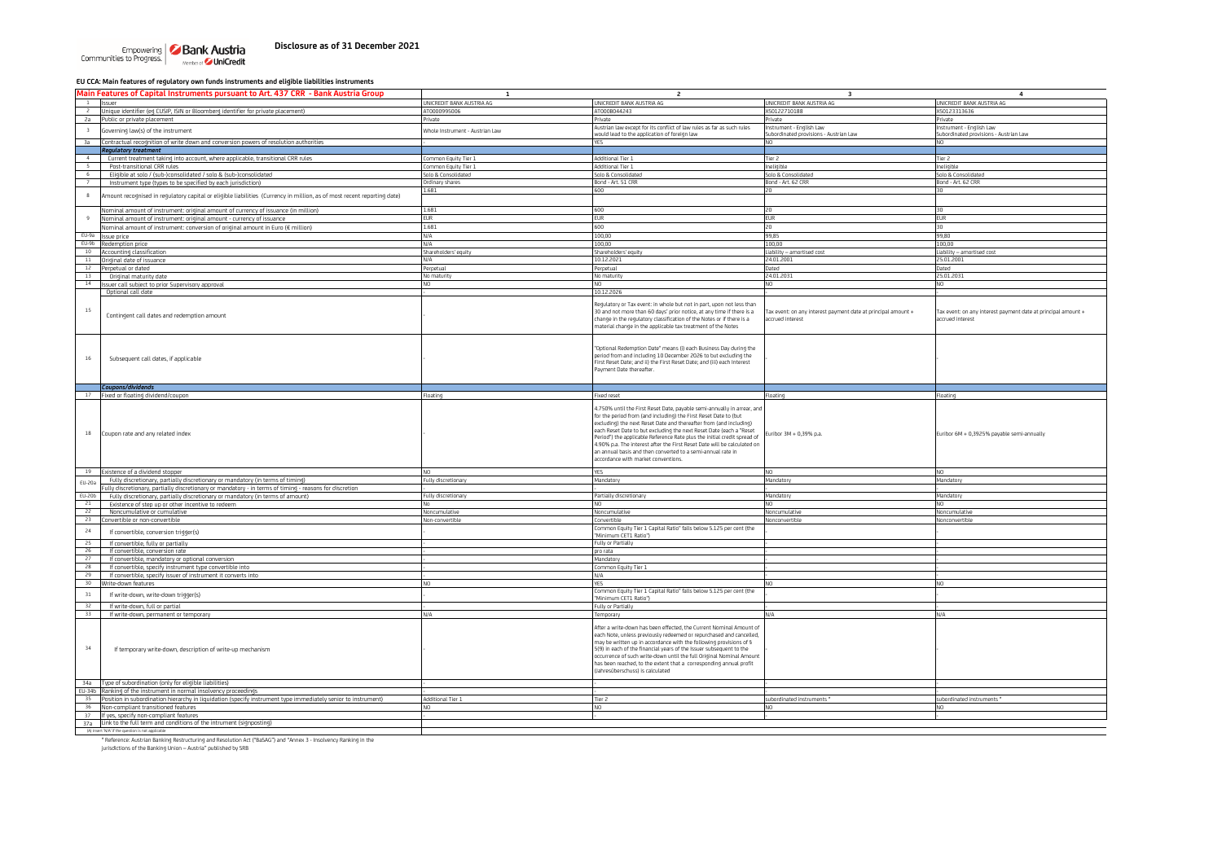**Disclosure as of 31 December 2021**

**EU CCA: Main features of regulatory own funds instruments and eligible liabilities instruments**

| | Main Features of Capital Instruments pursuant to Art. 437 CRR - Bank Austria Group | 1 | 2 | 3 | 4 |
|---|---|---|---|---|---|
| 1 | Issuer | UNICREDIT BANK AUSTRIA AG | UNICREDIT BANK AUSTRIA AG | UNICREDIT BANK AUSTRIA AG | UNICREDIT BANK AUSTRIA AG |
| 2 | Unique identifier (eg CUSIP, ISIN or Bloomberg identifier for private placement) | AT0000995006 | AT0000A44243 | XS0122710188 | XS0123313636 |
| 2a | Public or private placement | Private | Private | Private | Private |
| 3 | Governing law(s) of the instrument | Whole Instrument - Austrian Law | Austrian law except for its conflict of law rules as far as such rules would lead to the application of foreign law | Instrument - English Law Subordinated provisions - Austrian Law | Instrument - English Law Subordinated provisions - Austrian Law |
| 3a | Contractual recognition of write down and conversion powers of resolution authorities | - | YES | NO | NO |
| | *Regulatory treatment* | | | | |
| 4 | Current treatment taking into account, where applicable, transitional CRR rules | Common Equity Tier 1 | Additional Tier 1 | Tier 2 | Tier 2 |
| 5 | Post-transitional CRR rules | Common Equity Tier 1 | Additional Tier 1 | Ineligible | Ineligible |
| 6 | Eligible at solo / (sub-)consolidated / solo & (sub-)consolidated | Solo & Consolidated | Solo & Consolidated | Solo & Consolidated | Solo & Consolidated |
| 7 | Instrument type (types to be specified by each jurisdiction) | Ordinary shares | Bond - Art. 51 CRR | Bond - Art. 62 CRR | Bond - Art. 62 CRR |
| 8 | Amount recognised in regulatory capital or eligible liabilities (Currency in million, as of most recent reporting date) | 1.681 | 600 | 20 | 30 |
| | Nominal amount of instrument: original amount of currency of issuance (in million) | 1.681 | 600 | 20 | 30 |
| 9 | Nominal amount of instrument: original amount - currency of issuance | EUR | EUR | EUR | EUR |
| | Nominal amount of instrument: conversion of original amount in Euro (€ million) | 1.681 | 600 | 20 | 30 |
| EU-9a | Issue price | N/A | 100,00 | 99,85 | 99,80 |
| EU-9b | Redemption price | N/A | 100,00 | 100,00 | 100,00 |
| 10 | Accounting classification | Shareholders' equity | Shareholders' equity | Liability – amortised cost | Liability – amortised cost |
| 11 | Original date of issuance | N/A | 10.12.2021 | 24.01.2001 | 25.01.2001 |
| 12 | Perpetual or dated | Perpetual | Perpetual | Dated | Dated |
| 13 | Original maturity date | No maturity | No maturity | 24.01.2031 | 25.01.2031 |
| 14 | Issuer call subject to prior Supervisory approval | NO | NO | NO | NO |
| | Optional call date | | 10.12.2026 | - | - |
| 15 | Contingent call dates and redemption amount | - | Regulatory or Tax event: in whole but not in part, upon not less than 30 and not more than 60 days' prior notice, at any time if there is a change in the regulatory classification of the Notes or if there is a material change in the applicable tax treatment of the Notes | Tax event: on any interest payment date at principal amount + accrued interest | Tax event: on any interest payment date at principal amount + accrued interest |
| 16 | Subsequent call dates, if applicable | - | "Optional Redemption Date" means (i) each Business Day during the period from and including 10 December 2026 to but excluding the First Reset Date; and ii) the First Reset Date; and (iii) each Interest Payment Date thereafter. | - | - |
| | *Coupons/dividends* | | | | |
| 17 | Fixed or floating dividend/coupon | Floating | Fixed reset | Floating | Floating |
| 18 | Coupon rate and any related index | - | 4.750% until the First Reset Date, payable semi-annually in arrear, and for the period from (and including) the First Reset Date to (but excluding) the next Reset Date and thereafter from (and including) each Reset Date to but excluding the next Reset Date (each a "Reset Period") the applicable Reference Rate plus the initial credit spread of 4.90% p.a. The interest after the First Reset Date will be calculated on an annual basis and then converted to a semi-annual rate in accordance with market conventions. | Euribor 3M + 0,39% p.a. | Euribor 6M + 0,3925% payable semi-annually |
| 19 | Existence of a dividend stopper | NO | YES | NO | NO |
| EU-20a | Fully discretionary, partially discretionary or mandatory (in terms of timing) | Fully discretionary | Mandatory | Mandatory | Mandatory |
| | Fully discretionary, partially discretionary or mandatory - in terms of timing) - reasons for discretion | - | - | - | - |
| EU-20b | Fully discretionary, partially discretionary or mandatory (in terms of amount) | Fully discretionary | Partially discretionary | Mandatory | Mandatory |
| 21 | Existence of step up or other incentive to redeem | No | NO | NO | NO |
| 22 | Noncumulative or cumulative | Noncumulative | Noncumulative | Noncumulative | Noncumulative |
| 23 | Convertible or non-convertible | Non-convertible | Convertible | Nonconvertible | Nonconvertible |
| 24 | If convertible, conversion trigger(s) | - | Common Equity Tier 1 Capital Ratio" falls below 5.125 per cent (the "Minimum CET1 Ratio") | - | - |
| 25 | If convertible, fully or partially | - | Fully or Partially | - | - |
| 26 | If convertible, conversion rate | - | pro rata | - | - |
| 27 | If convertible, mandatory or optional conversion | - | Mandatory | - | - |
| 28 | If convertible, specify instrument type convertible into | - | Common Equity Tier 1 | - | - |
| 29 | If convertible, specify issuer of instrument it converts into | - | N/A | - | - |
| 30 | Write-down features | NO | YES | NO | NO |
| 31 | If write-down, write-down trigger(s) | - | Common Equity Tier 1 Capital Ratio" falls below 5.125 per cent (the "Minimum CET1 Ratio") | - | - |
| 32 | If write-down, full or partial | - | Fully or Partially | - | - |
| 33 | If write-down, permanent or temporary | N/A | Temporary | N/A | N/A |
| 34 | If temporary write-down, description of write-up mechanism | - | After a write-down has been effected, the Current Nominal Amount of each Note, unless previously redeemed or repurchased and cancelled, may be written up in accordance with the following provisions of § 5(9) in each of the financial years of the Issuer subsequent to the occurrence of such write-down until the full Original Nominal Amount has been reached, to the extent that a corresponding annual profit (Jahresüberschuss) is calculated | - | - |
| 34a | Type of subordination (only for eligible liabilities) | - | - | - | - |
| EU-34b | Ranking of the instrument in normal insolvency proceedings | - | - | - | - |
| 35 | Position in subordination hierarchy in liquidation (specify instrument type immediately senior to instrument) | Additional Tier 1 | Tier 2 | subordinated instruments * | subordinated instruments * |
| 36 | Non-compliant transitioned features | NO | NO | NO | NO |
| 37 | If yes, specify non-compliant features | - | - | - | - |
| 37a | Link to the full term and conditions of the intrument (signposting) | | | | |

(1) Insert 'N/A' if the question is not applicable

* Reference: Austrian Banking Restructuring and Resolution Act ("BaSAG") and "Annex 3 - Insolvency Ranking in the jurisdictions of the Banking Union – Austria" published by SRB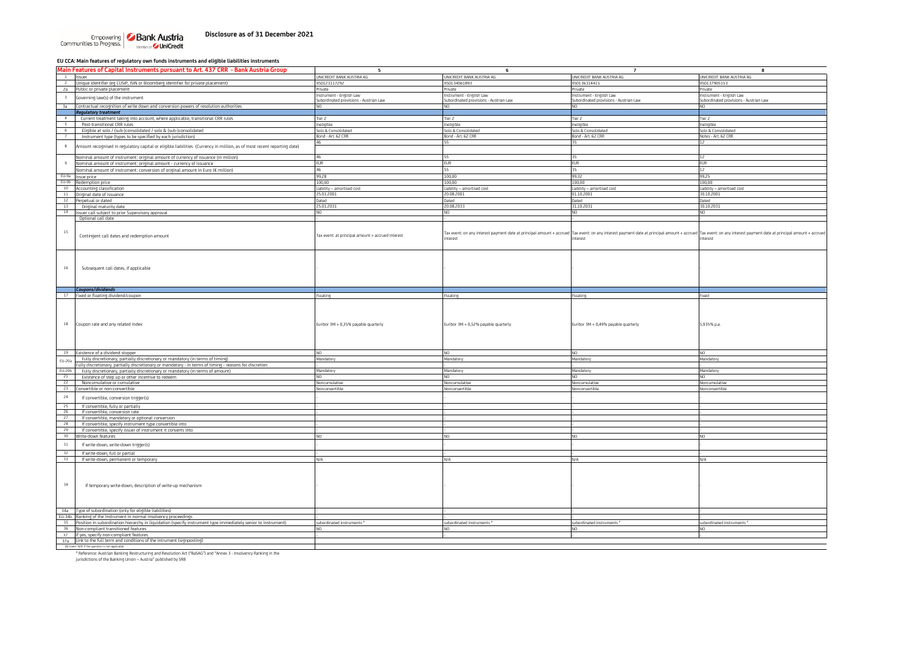Disclosure as of 31 December 2021

**EU CCA: Main features of regulatory own funds instruments and eligible liabilities instruments**

| | Main Features of Capital Instruments pursuant to Art. 437 CRR - Bank Austria Group | 5 | 6 | 7 | 8 |
|---|---|---|---|---|---|
| 1 | Issuer | UNICREDIT BANK AUSTRIA AG | UNICREDIT BANK AUSTRIA AG | UNICREDIT BANK AUSTRIA AG | UNICREDIT BANK AUSTRIA AG |
| 2 | Unique identifier (eg CUSIP, ISIN or Bloomberg identifier for private placement) | XS0123117292 | XS0134061893 | XS0136314415 | XS0137905153 |
| 2a | Public or private placement | Private | Private | Private | Private |
| 3 | Governing law(s) of the instrument | Instrument - English Law Subordinated provisions - Austrian Law | Instrument - English Law Subordinated provisions - Austrian Law | Instrument - English Law Subordinated provisions - Austrian Law | Instrument - English Law Subordinated provisions - Austrian Law |
| 3a | Contractual recognition of write down and conversion powers of resolution authorities | NO | NO | NO | NO |
| | *Regulatory treatment* | | | | |
| 4 | Current treatment taking into account, where applicable, transitional CRR rules | Tier 2 | Tier 2 | Tier 2 | Tier 2 |
| 5 | Post-transitional CRR rules | Ineligible | Ineligible | Ineligible | Ineligible |
| 6 | Eligible at solo / (sub-)consolidated / solo & (sub-)consolidated | Solo & Consolidated | Solo & Consolidated | Solo & Consolidated | Solo & Consolidated |
| 7 | Instrument type (types to be specified by each jurisdiction) | Bond - Art. 62 CRR | Bond - Art. 62 CRR | Bond - Art. 62 CRR | Notes - Art. 62 CRR |
| 8 | Amount recognised in regulatory capital or eligible liabilities (Currency in million, as of most recent reporting date) | 46 | 55 | 35 | 12 |
| | Nominal amount of instrument: original amount of currency of issuance (in million) | 46 | 55 | 35 | 12 |
| 9 | Nominal amount of instrument: original amount - currency of issuance | EUR | EUR | EUR | EUR |
| | Nominal amount of instrument: conversion of original amount in Euro (€ million) | 46 | 55 | 35 | 12 |
| EU-9a | Issue price | 99,28 | 100,00 | 99,32 | 99,25 |
| EU-9b | Redemption price | 100,00 | 100,00 | 100,00 | 100,00 |
| 10 | Accounting classification | Liability – amortised cost | Liability – amortised cost | Liability – amortised cost | Liability – amortised cost |
| 11 | Original date of issuance | 25.01.2001 | 20.08.2001 | 01.10.2001 | 30.10.2001 |
| 12 | Perpetual or dated | Dated | Dated | Dated | Dated |
| 13 | Original maturity date | 25.01.2031 | 20.08.2033 | 31.10.2031 | 30.10.2031 |
| 14 | Issuer call subject to prior Supervisory approval | NO | NO | NO | NO |
| | Optional call date | - | - | - | - |
| 15 | Contingent call dates and redemption amount | Tax event: at principal amount + accrued interest | Tax event: on any interest payment date at principal amount + accrued interest | Tax event: on any interest payment date at principal amount + accrued interest | Tax event: on any interest payment date at principal amount + accrued interest |
| 16 | Subsequent call dates, if applicable | - | - | - | - |
| | *Coupons/dividends* | | | | |
| 17 | Fixed or floating dividend/coupon | Floating | Floating | Floating | Fixed |
| 18 | Coupon rate and any related index | Euribor 3M + 0,35% payable quarterly | Euribor 3M + 0,52% payable quarterly | Euribor 3M + 0,49% payable quarterly | 5,935% p.a. |
| 19 | Existence of a dividend stopper | NO | NO | NO | NO |
| EU-20a | Fully discretionary, partially discretionary or mandatory (in terms of timing) | Mandatory | Mandatory | Mandatory | Mandatory |
| | Fully discretionary, partially discretionary or mandatory - in terms of timing - reasons for discretion | - | - | - | - |
| EU-20b | Fully discretionary, partially discretionary or mandatory (in terms of amount) | Mandatory | Mandatory | Mandatory | Mandatory |
| 21 | Existence of step up or other incentive to redeem | NO | NO | NO | NO |
| 22 | Noncumulative or cumulative | Noncumulative | Noncumulative | Noncumulative | Noncumulative |
| 23 | Convertible or non-convertible | Nonconvertible | Nonconvertible | Nonconvertible | Nonconvertible |
| 24 | If convertible, conversion trigger(s) | - | - | - | - |
| 25 | If convertible, fully or partially | - | - | - | - |
| 26 | If convertible, conversion rate | - | - | - | - |
| 27 | If convertible, mandatory or optional conversion | - | - | - | - |
| 28 | If convertible, specify instrument type convertible into | - | - | - | - |
| 29 | If convertible, specify issuer of instrument it converts into | - | - | - | - |
| 30 | Write-down features | NO | NO | NO | NO |
| 31 | If write-down, write-down trigger(s) | - | - | - | - |
| 32 | If write-down, full or partial | - | - | - | - |
| 33 | If write-down, permanent or temporary | N/A | N/A | N/A | N/A |
| 34 | If temporary write-down, description of write-up mechanism | - | - | - | - |
| 34a | Type of subordination (only for eligible liabilities) | - | - | - | - |
| EU-34b | Ranking of the instrument in normal insolvency proceedings | - | - | - | - |
| 35 | Position in subordination hierarchy in liquidation (specify instrument type immediately senior to instrument) | subordinated instruments * | subordinated instruments * | subordinated instruments * | subordinated instruments * |
| 36 | Non-compliant transitioned features | NO | NO | NO | NO |
| 37 | If yes, specify non-compliant features | - | - | - | - |
| 37a | Link to the full term and conditions of the intrument (signposting) | | | | |

(A) Insert 'N/A' if the question is not applicable

* Reference: Austrian Banking Restructuring and Resolution Act ("BaSAG") and "Annex 3 - Insolvency Ranking in the jurisdictions of the Banking Union – Austria" published by SRB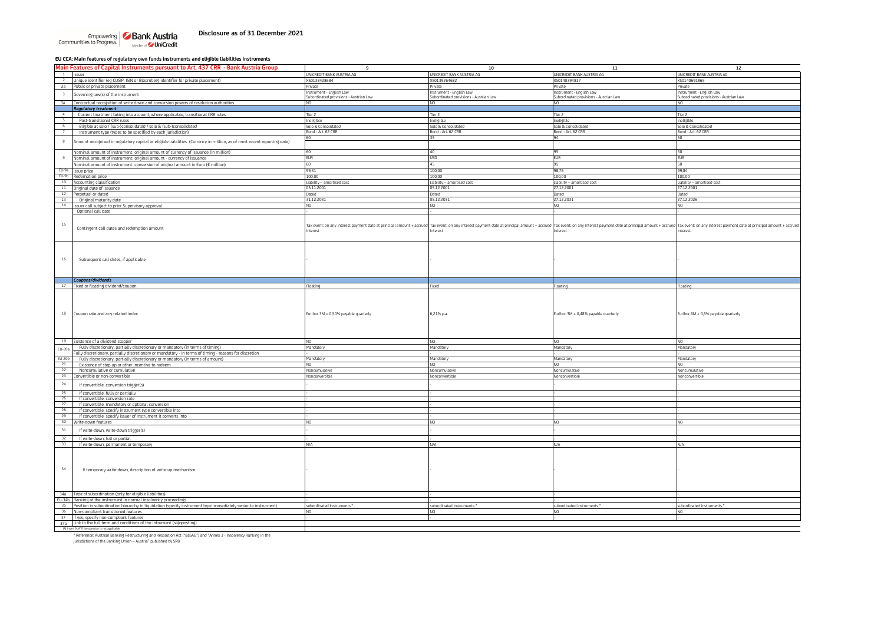Disclosure as of 31 December 2021

**EU CCA: Main features of regulatory own funds instruments and eligible liabilities instruments**

| | Main Features of Capital Instruments pursuant to Art. 437 CRR - Bank Austria Group | 9 | 10 | 11 | 12 |
|---|---|---|---|---|---|
| 1 | Issuer | UNICREDIT BANK AUSTRIA AG | UNICREDIT BANK AUSTRIA AG | UNICREDIT BANK AUSTRIA AG | UNICREDIT BANK AUSTRIA AG |
| 2 | Unique identifier (eg CUSIP, ISIN or Bloomberg identifier for private placement) | XS0138428684 | XS0139264682 | XS0140394817 | XS0140691865 |
| 2a | Public or private placement | Private | Private | Private | Private |
| 3 | Governing law(s) of the instrument | Instrument - English Law Subordinated provisions - Austrian Law | Instrument - English Law Subordinated provisions - Austrian Law | Instrument - English Law Subordinated provisions - Austrian Law | Instrument - English Law Subordinated provisions - Austrian Law |
| 3a | Contractual recognition of write down and conversion powers of resolution authorities | NO | NO | NO | NO |
| | *Regulatory treatment* | | | | |
| 4 | Current treatment taking into account, where applicable, transitional CRR rules | Tier 2 | Tier 2 | Tier 2 | Tier 2 |
| 5 | Post-transitional CRR rules | Ineligible | Ineligible | Ineligible | Ineligible |
| 6 | Eligible at solo / (sub-)consolidated / solo & (sub-)consolidated | Solo & Consolidated | Solo & Consolidated | Solo & Consolidated | Solo & Consolidated |
| 7 | Instrument type (types to be specified by each jurisdiction) | Bond - Art. 62 CRR | Bond - Art. 62 CRR | Bond - Art. 62 CRR | Bond - Art. 62 CRR |
| 8 | Amount recognised in regulatory capital or eligible liabilities (Currency in million, as of most recent reporting date) | 60 | 35 | 94 | 50 |
| | Nominal amount of instrument: original amount of currency of issuance (in million) | 60 | 40 | 95 | 50 |
| 9 | Nominal amount of instrument: original amount - currency of issuance | EUR | USD | EUR | EUR |
| | Nominal amount of instrument: conversion of original amount in Euro (€ million) | 60 | 45 | 95 | 50 |
| EU-9a | Issue price | 99,31 | 100,00 | 98,76 | 99,84 |
| EU-9b | Redemption price | 100,00 | 100,00 | 100,00 | 100,00 |
| 10 | Accounting classification | Liability – amortised cost | Liability – amortised cost | Liability – amortised cost | Liability – amortised cost |
| 11 | Original date of issuance | 05.11.2001 | 05.12.2001 | 27.12.2001 | 27.12.2001 |
| 12 | Perpetual or dated | Dated | Dated | Dated | Dated |
| 13 | Original maturity date | 31.12.2031 | 05.12.2031 | 27.12.2031 | 27.12.2026 |
| 14 | Issuer call subject to prior Supervisory approval | NO | NO | NO | NO |
| | Optional call date | - | - | - | - |
| 15 | Contingent call dates and redemption amount | Tax event: on any interest payment date at principal amount + accrued interest | Tax event: on any interest payment date at principal amount + accrued interest | Tax event: on any interest payment date at principal amount + accrued interest | Tax event: on any interest payment date at principal amount + accrued interest |
| 16 | Subsequent call dates, if applicable | - | - | - | - |
| | *Coupons/dividends* | | | | |
| 17 | Fixed or floating dividend/coupon | Floating | Fixed | Floating | Floating |
| 18 | Coupon rate and any related index | Euribor 3M + 0,50% payable quarterly | 6,21% p.a. | Euribor 3M + 0,48% payable quarterly | Euribor 6M + 0,5% payable quarterly |
| 19 | Existence of a dividend stopper | NO | NO | NO | NO |
| EU-20a | Fully discretionary, partially discretionary or mandatory (in terms of timing) | Mandatory | Mandatory | Mandatory | Mandatory |
| | Fully discretionary, partially discretionary or mandatory - in terms of timing - reasons for discretion | - | - | - | - |
| EU-20b | Fully discretionary, partially discretionary or mandatory (in terms of amount) | Mandatory | Mandatory | Mandatory | Mandatory |
| 21 | Existence of step up or other incentive to redeem | NO | NO | NO | NO |
| 22 | Noncumulative or cumulative | Noncumulative | Noncumulative | Noncumulative | Noncumulative |
| 23 | Convertible or non-convertible | Nonconvertible | Nonconvertible | Nonconvertible | Nonconvertible |
| 24 | If convertible, conversion trigger(s) | - | - | - | - |
| 25 | If convertible, fully or partially | - | - | - | - |
| 26 | If convertible, conversion rate | - | - | - | - |
| 27 | If convertible, mandatory or optional conversion | - | - | - | - |
| 28 | If convertible, specify instrument type convertible into | - | - | - | - |
| 29 | If convertible, specify issuer of instrument it converts into | - | - | - | - |
| 30 | Write-down features | NO | NO | NO | NO |
| 31 | If write-down, write-down trigger(s) | - | - | - | - |
| 32 | If write-down, full or partial | - | - | - | - |
| 33 | If write-down, permanent or temporary | N/A | N/A | N/A | N/A |
| 34 | If temporary write-down, description of write-up mechanism | - | - | - | - |
| 34a | Type of subordination (only for eligible liabilities) | - | - | - | - |
| EU-34b | Ranking of the instrument in normal insolvency proceedings | - | - | - | - |
| 35 | Position in subordination hierarchy in liquidation (specify instrument type immediately senior to instrument) | subordinated instruments * | subordinated instruments * | subordinated instruments * | subordinated instruments * |
| 36 | Non-compliant transitioned features | NO | NO | NO | NO |
| 37 | If yes, specify non-compliant features | - | - | - | - |
| 37a | Link to the full term and conditions of the intrument (signposting) | | | | |

(1) Insert 'N/A' if the question is not applicable

* Reference: Austrian Banking Restructuring and Resolution Act ("BaSAG") and "Annex 3 - Insolvency Ranking in the jurisdictions of the Banking Union – Austria" published by SRB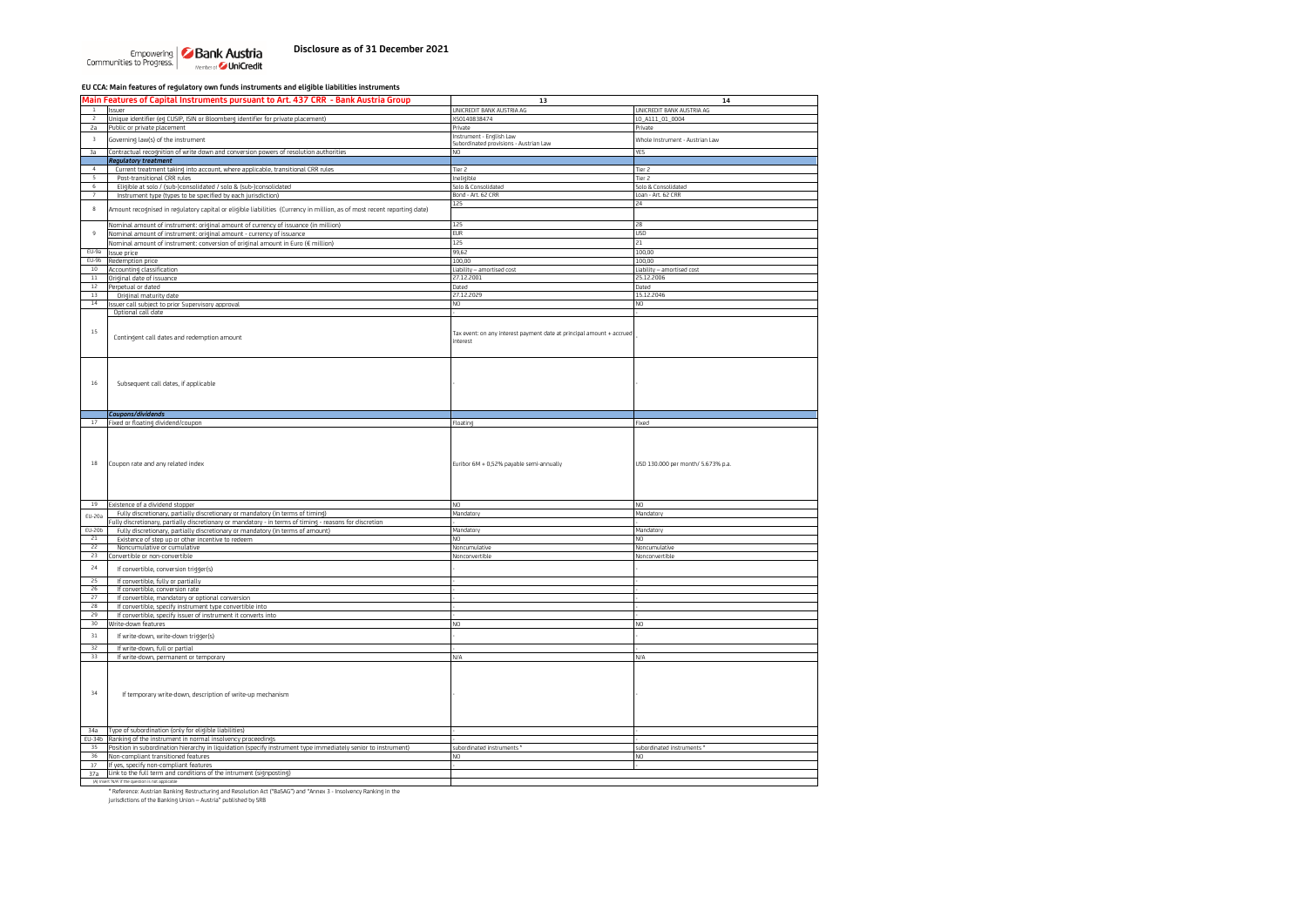**Disclosure as of 31 December 2021**

**EU CCA: Main features of regulatory own funds instruments and eligible liabilities instruments**

| | **Main Features of Capital Instruments pursuant to Art. 437 CRR - Bank Austria Group** | **13** | **14** |
|---|---|---|---|
| 1 | Issuer | UNICREDIT BANK AUSTRIA AG | UNICREDIT BANK AUSTRIA AG |
| 2 | Unique identifier (eg CUSIP, ISIN or Bloomberg identifier for private placement) | XS0140838474 | LO_A111_01_0004 |
| 2a | Public or private placement | Private | Private |
| 3 | Governing law(s) of the instrument | Instrument - English Law Subordinated provisions - Austrian Law | Whole Instrument - Austrian Law |
| 3a | Contractual recognition of write down and conversion powers of resolution authorities | NO | YES |
| | *Regulatory treatment* | | |
| 4 | Current treatment taking into account, where applicable, transitional CRR rules | Tier 2 | Tier 2 |
| 5 | Post-transitional CRR rules | Ineligible | Tier 2 |
| 6 | Eligible at solo / (sub-)consolidated / solo & (sub-)consolidated | Solo & Consolidated | Solo & Consolidated |
| 7 | Instrument type (types to be specified by each jurisdiction) | Bond - Art. 62 CRR | Loan - Art. 62 CRR |
| 8 | Amount recognised in regulatory capital or eligible liabilities (Currency in million, as of most recent reporting date) | 125 | 24 |
| | Nominal amount of instrument: original amount of currency of issuance (in million) | 125 | 28 |
| 9 | Nominal amount of instrument: original amount - currency of issuance | EUR | USD |
| | Nominal amount of instrument: conversion of original amount in Euro (€ million) | 125 | 21 |
| EU-9a | Issue price | 99,62 | 100,00 |
| EU-9b | Redemption price | 100,00 | 100,00 |
| 10 | Accounting classification | Liability – amortised cost | Liability – amortised cost |
| 11 | Original date of issuance | 27.12.2001 | 25.12.2006 |
| 12 | Perpetual or dated | Dated | Dated |
| 13 | Original maturity date | 27.12.2029 | 15.12.2046 |
| 14 | Issuer call subject to prior Supervisory approval | NO | NO |
| | Optional call date | - | - |
| 15 | Contingent call dates and redemption amount | Tax event: on any interest payment date at principal amount + accrued interest | - |
| 16 | Subsequent call dates, if applicable | - | - |
| | *Coupons/dividends* | | |
| 17 | Fixed or floating dividend/coupon | Floating | Fixed |
| 18 | Coupon rate and any related index | Euribor 6M + 0,52% payable semi-annually | USD 130.000 per month/ 5.673% p.a. |
| 19 | Existence of a dividend stopper | NO | NO |
| EU-20a | Fully discretionary, partially discretionary or mandatory (in terms of timing) | Mandatory | Mandatory |
| | Fully discretionary, partially discretionary or mandatory - in terms of timing - reasons for discretion | - | - |
| EU-20b | Fully discretionary, partially discretionary or mandatory (in terms of amount) | Mandatory | Mandatory |
| 21 | Existence of step up or other incentive to redeem | NO | NO |
| 22 | Noncumulative or cumulative | Noncumulative | Noncumulative |
| 23 | Convertible or non-convertible | Nonconvertible | Nonconvertible |
| 24 | If convertible, conversion trigger(s) | - | - |
| 25 | If convertible, fully or partially | - | - |
| 26 | If convertible, conversion rate | - | - |
| 27 | If convertible, mandatory or optional conversion | - | - |
| 28 | If convertible, specify instrument type convertible into | - | - |
| 29 | If convertible, specify issuer of instrument it converts into | - | - |
| 30 | Write-down features | NO | NO |
| 31 | If write-down, write-down trigger(s) | - | - |
| 32 | If write-down, full or partial | - | - |
| 33 | If write-down, permanent or temporary | N/A | N/A |
| 34 | If temporary write-down, description of write-up mechanism | - | - |
| 34a | Type of subordination (only for eligible liabilities) | - | - |
| EU-34b | Ranking of the instrument in normal insolvency proceedings | - | - |
| 35 | Position in subordination hierarchy in liquidation (specify instrument type immediately senior to instrument) | subordinated instruments * | subordinated instruments * |
| 36 | Non-compliant transitioned features | NO | NO |
| 37 | If yes, specify non-compliant features | - | - |
| 37a | Link to the full term and conditions of the intrument (signposting) | | |

(A) Insert 'N/A' if the question is not applicable

* Reference: Austrian Banking Restructuring and Resolution Act ("BaSAG") and "Annex 3 - Insolvency Ranking in the jurisdictions of the Banking Union – Austria" published by SRB